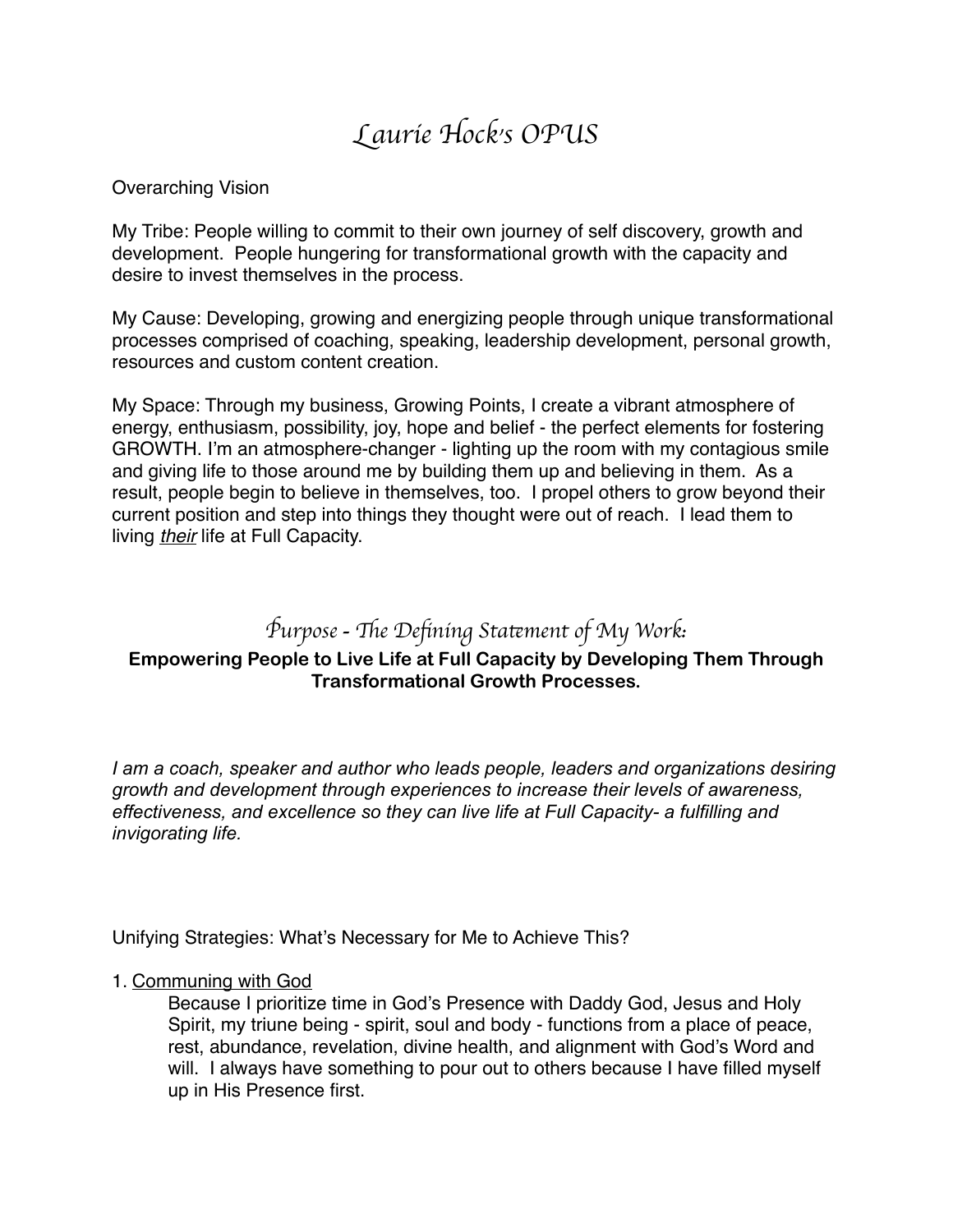# *Laurie Hock's OPUS*

Overarching Vision

My Tribe: People willing to commit to their own journey of self discovery, growth and development. People hungering for transformational growth with the capacity and desire to invest themselves in the process.

My Cause: Developing, growing and energizing people through unique transformational processes comprised of coaching, speaking, leadership development, personal growth, resources and custom content creation.

My Space: Through my business, Growing Points, I create a vibrant atmosphere of energy, enthusiasm, possibility, joy, hope and belief - the perfect elements for fostering GROWTH. I'm an atmosphere-changer - lighting up the room with my contagious smile and giving life to those around me by building them up and believing in them. As a result, people begin to believe in themselves, too. I propel others to grow beyond their current position and step into things they thought were out of reach. I lead them to living <u>*their*</u> life at Full Capacity.

## *Purpose - The Defining Statement of My Work:*

**Empowering People to Live Life at Full Capacity by Developing Them Through Transformational Growth Processes.**

*I am a coach, speaker and author who leads people, leaders and organizations desiring growth and development through experiences to increase their levels of awareness, effectiveness, and excellence so they can live life at Full Capacity- a fulfilling and invigorating life.*

Unifying Strategies: What's Necessary for Me to Achieve This?

1. <u>Communing with God</u>

   Because I prioritize time in God's Presence with Daddy God, Jesus and Holy Spirit, my triune being - spirit, soul and body - functions from a place of peace, rest, abundance, revelation, divine health, and alignment with God's Word and will. I always have something to pour out to others because I have filled myself up in His Presence first.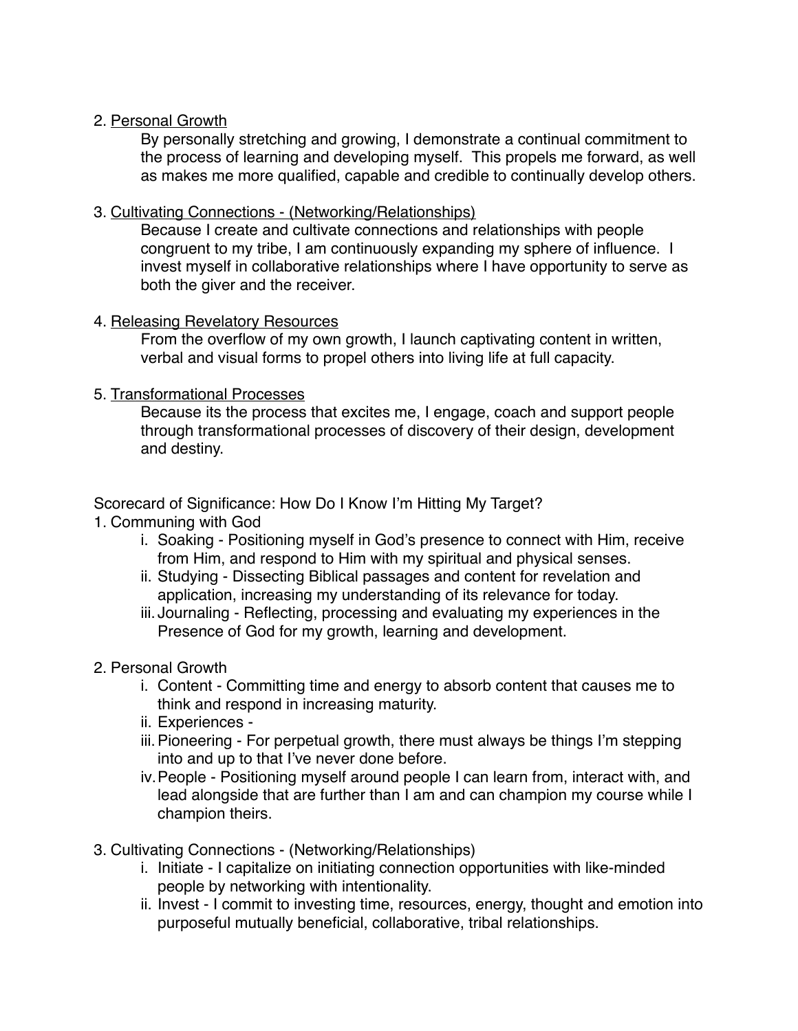2. <u>Personal Growth</u>

   By personally stretching and growing, I demonstrate a continual commitment to the process of learning and developing myself. This propels me forward, as well as makes me more qualified, capable and credible to continually develop others.

3. <u>Cultivating Connections - (Networking/Relationships)</u>

   Because I create and cultivate connections and relationships with people congruent to my tribe, I am continuously expanding my sphere of influence. I invest myself in collaborative relationships where I have opportunity to serve as both the giver and the receiver.

4. <u>Releasing Revelatory Resources</u>

   From the overflow of my own growth, I launch captivating content in written, verbal and visual forms to propel others into living life at full capacity.

5. <u>Transformational Processes</u>

   Because its the process that excites me, I engage, coach and support people through transformational processes of discovery of their design, development and destiny.

Scorecard of Significance: How Do I Know I'm Hitting My Target?

1. Communing with God
   i. Soaking - Positioning myself in God's presence to connect with Him, receive from Him, and respond to Him with my spiritual and physical senses.
   ii. Studying - Dissecting Biblical passages and content for revelation and application, increasing my understanding of its relevance for today.
   iii. Journaling - Reflecting, processing and evaluating my experiences in the Presence of God for my growth, learning and development.

2. Personal Growth
   i. Content - Committing time and energy to absorb content that causes me to think and respond in increasing maturity.
   ii. Experiences -
   iii. Pioneering - For perpetual growth, there must always be things I'm stepping into and up to that I've never done before.
   iv. People - Positioning myself around people I can learn from, interact with, and lead alongside that are further than I am and can champion my course while I champion theirs.

3. Cultivating Connections - (Networking/Relationships)
   i. Initiate - I capitalize on initiating connection opportunities with like-minded people by networking with intentionality.
   ii. Invest - I commit to investing time, resources, energy, thought and emotion into purposeful mutually beneficial, collaborative, tribal relationships.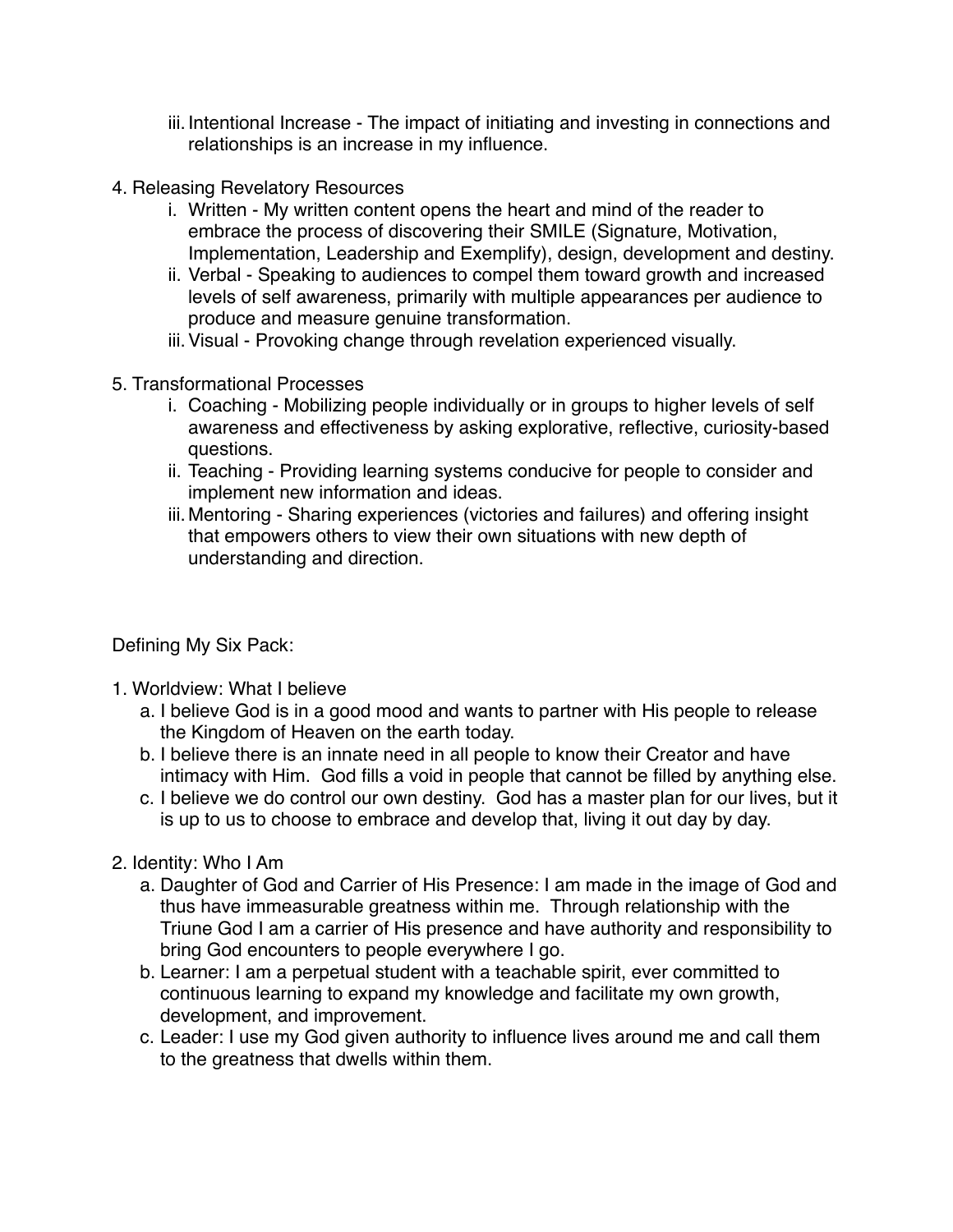iii. Intentional Increase - The impact of initiating and investing in connections and relationships is an increase in my influence.

4. Releasing Revelatory Resources
   i. Written - My written content opens the heart and mind of the reader to embrace the process of discovering their SMILE (Signature, Motivation, Implementation, Leadership and Exemplify), design, development and destiny.
   ii. Verbal - Speaking to audiences to compel them toward growth and increased levels of self awareness, primarily with multiple appearances per audience to produce and measure genuine transformation.
   iii. Visual - Provoking change through revelation experienced visually.

5. Transformational Processes
   i. Coaching - Mobilizing people individually or in groups to higher levels of self awareness and effectiveness by asking explorative, reflective, curiosity-based questions.
   ii. Teaching - Providing learning systems conducive for people to consider and implement new information and ideas.
   iii. Mentoring - Sharing experiences (victories and failures) and offering insight that empowers others to view their own situations with new depth of understanding and direction.

Defining My Six Pack:

1. Worldview: What I believe
   a. I believe God is in a good mood and wants to partner with His people to release the Kingdom of Heaven on the earth today.
   b. I believe there is an innate need in all people to know their Creator and have intimacy with Him. God fills a void in people that cannot be filled by anything else.
   c. I believe we do control our own destiny. God has a master plan for our lives, but it is up to us to choose to embrace and develop that, living it out day by day.

2. Identity: Who I Am
   a. Daughter of God and Carrier of His Presence: I am made in the image of God and thus have immeasurable greatness within me. Through relationship with the Triune God I am a carrier of His presence and have authority and responsibility to bring God encounters to people everywhere I go.
   b. Learner: I am a perpetual student with a teachable spirit, ever committed to continuous learning to expand my knowledge and facilitate my own growth, development, and improvement.
   c. Leader: I use my God given authority to influence lives around me and call them to the greatness that dwells within them.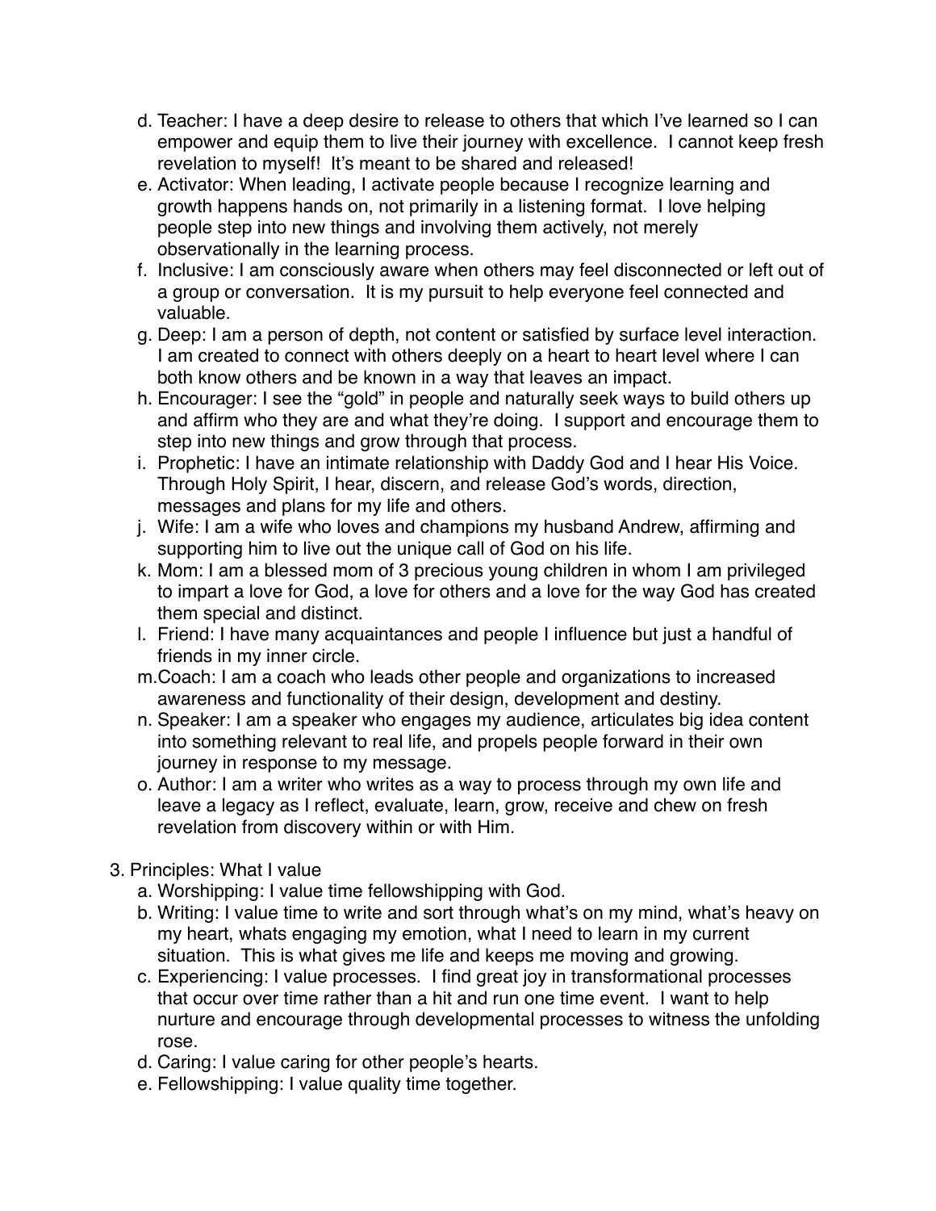d. Teacher: I have a deep desire to release to others that which I've learned so I can empower and equip them to live their journey with excellence. I cannot keep fresh revelation to myself! It's meant to be shared and released!

e. Activator: When leading, I activate people because I recognize learning and growth happens hands on, not primarily in a listening format. I love helping people step into new things and involving them actively, not merely observationally in the learning process.

f. Inclusive: I am consciously aware when others may feel disconnected or left out of a group or conversation. It is my pursuit to help everyone feel connected and valuable.

g. Deep: I am a person of depth, not content or satisfied by surface level interaction. I am created to connect with others deeply on a heart to heart level where I can both know others and be known in a way that leaves an impact.

h. Encourager: I see the "gold" in people and naturally seek ways to build others up and affirm who they are and what they're doing. I support and encourage them to step into new things and grow through that process.

i. Prophetic: I have an intimate relationship with Daddy God and I hear His Voice. Through Holy Spirit, I hear, discern, and release God's words, direction, messages and plans for my life and others.

j. Wife: I am a wife who loves and champions my husband Andrew, affirming and supporting him to live out the unique call of God on his life.

k. Mom: I am a blessed mom of 3 precious young children in whom I am privileged to impart a love for God, a love for others and a love for the way God has created them special and distinct.

l. Friend: I have many acquaintances and people I influence but just a handful of friends in my inner circle.

m. Coach: I am a coach who leads other people and organizations to increased awareness and functionality of their design, development and destiny.

n. Speaker: I am a speaker who engages my audience, articulates big idea content into something relevant to real life, and propels people forward in their own journey in response to my message.

o. Author: I am a writer who writes as a way to process through my own life and leave a legacy as I reflect, evaluate, learn, grow, receive and chew on fresh revelation from discovery within or with Him.

3. Principles: What I value

   a. Worshipping: I value time fellowshipping with God.

   b. Writing: I value time to write and sort through what's on my mind, what's heavy on my heart, whats engaging my emotion, what I need to learn in my current situation. This is what gives me life and keeps me moving and growing.

   c. Experiencing: I value processes. I find great joy in transformational processes that occur over time rather than a hit and run one time event. I want to help nurture and encourage through developmental processes to witness the unfolding rose.

   d. Caring: I value caring for other people's hearts.

   e. Fellowshipping: I value quality time together.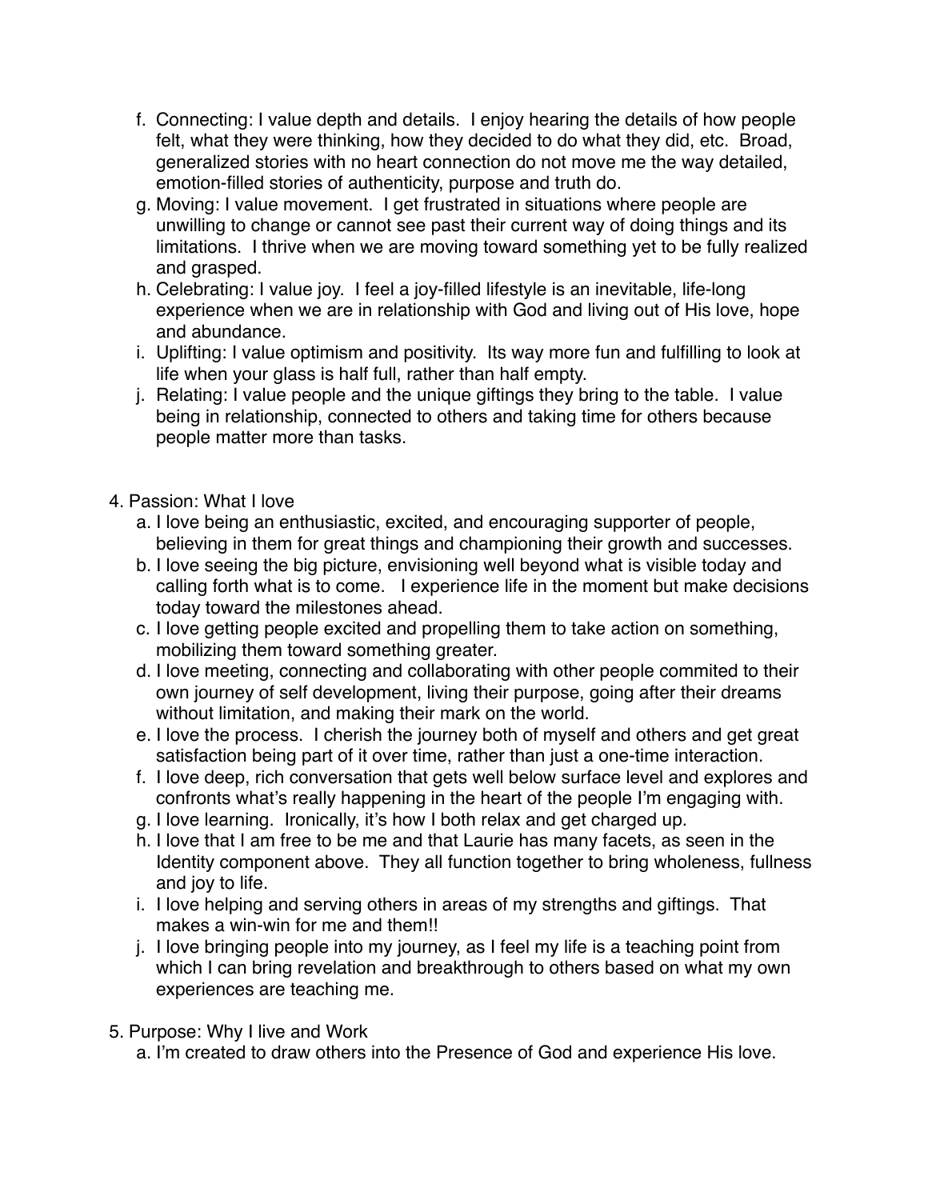f. Connecting: I value depth and details. I enjoy hearing the details of how people felt, what they were thinking, how they decided to do what they did, etc. Broad, generalized stories with no heart connection do not move me the way detailed, emotion-filled stories of authenticity, purpose and truth do.
g. Moving: I value movement. I get frustrated in situations where people are unwilling to change or cannot see past their current way of doing things and its limitations. I thrive when we are moving toward something yet to be fully realized and grasped.
h. Celebrating: I value joy. I feel a joy-filled lifestyle is an inevitable, life-long experience when we are in relationship with God and living out of His love, hope and abundance.
i. Uplifting: I value optimism and positivity. Its way more fun and fulfilling to look at life when your glass is half full, rather than half empty.
j. Relating: I value people and the unique giftings they bring to the table. I value being in relationship, connected to others and taking time for others because people matter more than tasks.

4. Passion: What I love
   a. I love being an enthusiastic, excited, and encouraging supporter of people, believing in them for great things and championing their growth and successes.
   b. I love seeing the big picture, envisioning well beyond what is visible today and calling forth what is to come. I experience life in the moment but make decisions today toward the milestones ahead.
   c. I love getting people excited and propelling them to take action on something, mobilizing them toward something greater.
   d. I love meeting, connecting and collaborating with other people commited to their own journey of self development, living their purpose, going after their dreams without limitation, and making their mark on the world.
   e. I love the process. I cherish the journey both of myself and others and get great satisfaction being part of it over time, rather than just a one-time interaction.
   f. I love deep, rich conversation that gets well below surface level and explores and confronts what's really happening in the heart of the people I'm engaging with.
   g. I love learning. Ironically, it's how I both relax and get charged up.
   h. I love that I am free to be me and that Laurie has many facets, as seen in the Identity component above. They all function together to bring wholeness, fullness and joy to life.
   i. I love helping and serving others in areas of my strengths and giftings. That makes a win-win for me and them!!
   j. I love bringing people into my journey, as I feel my life is a teaching point from which I can bring revelation and breakthrough to others based on what my own experiences are teaching me.

5. Purpose: Why I live and Work
   a. I'm created to draw others into the Presence of God and experience His love.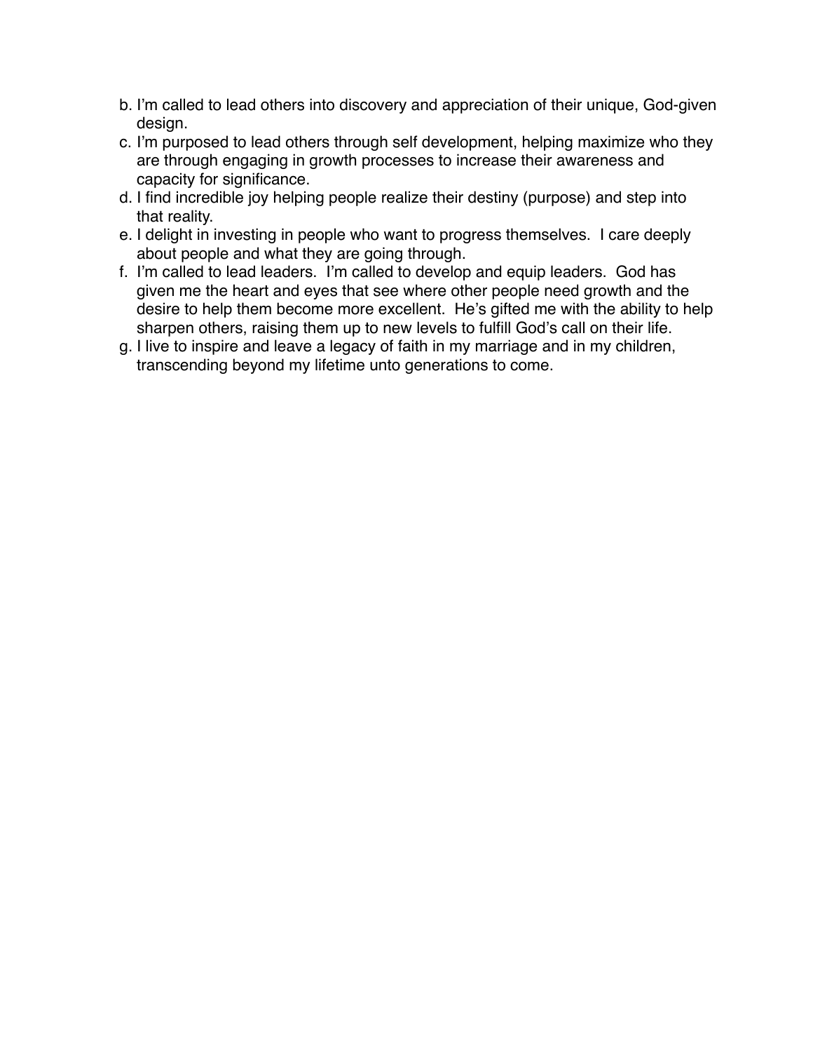b. I'm called to lead others into discovery and appreciation of their unique, God-given design.
c. I'm purposed to lead others through self development, helping maximize who they are through engaging in growth processes to increase their awareness and capacity for significance.
d. I find incredible joy helping people realize their destiny (purpose) and step into that reality.
e. I delight in investing in people who want to progress themselves. I care deeply about people and what they are going through.
f. I'm called to lead leaders. I'm called to develop and equip leaders. God has given me the heart and eyes that see where other people need growth and the desire to help them become more excellent. He's gifted me with the ability to help sharpen others, raising them up to new levels to fulfill God's call on their life.
g. I live to inspire and leave a legacy of faith in my marriage and in my children, transcending beyond my lifetime unto generations to come.